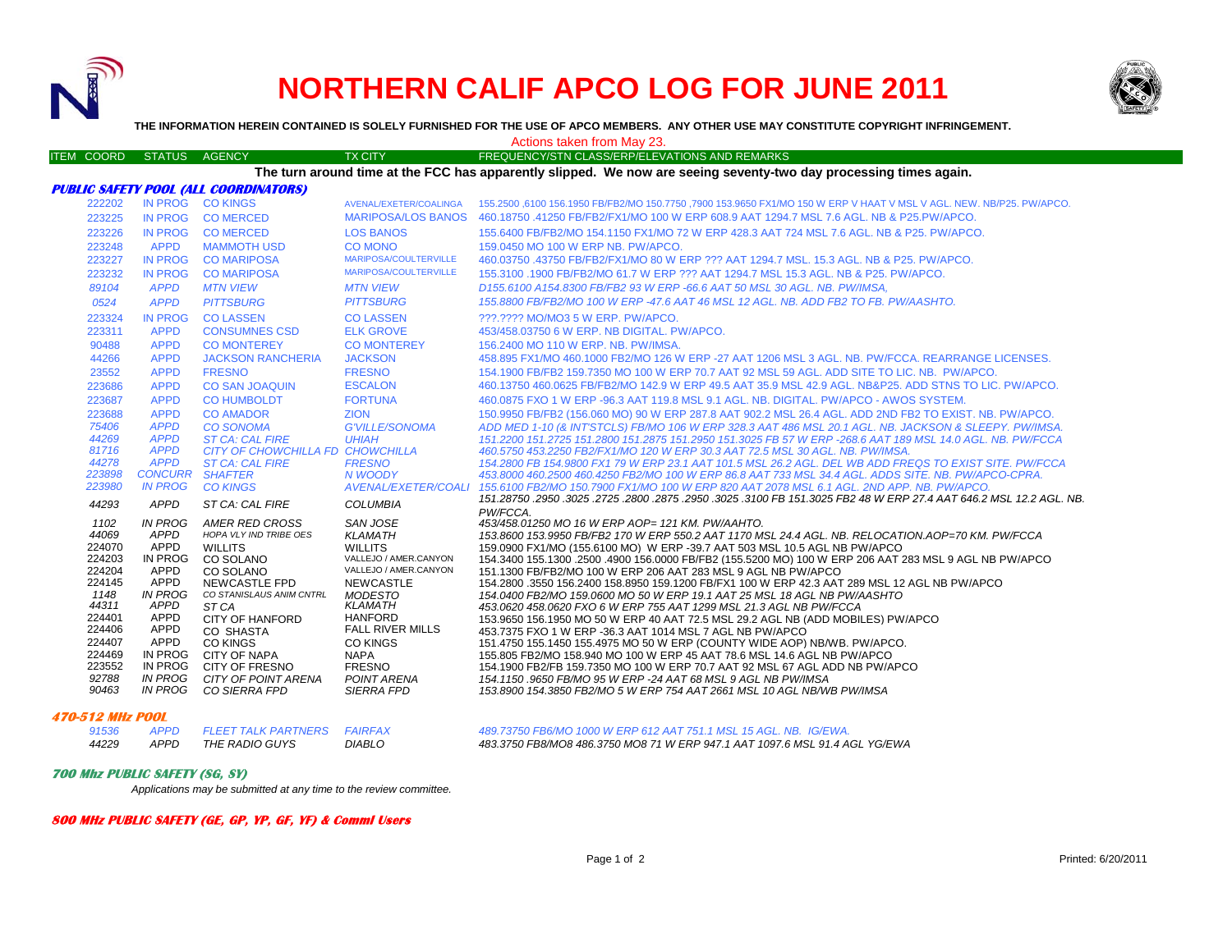# NORTHERN CALIF APCO LOG FOR JUNE 2011

**THE INFORMATION HEREIN CONTAINED IS SOLELY FURNISHED FOR THE USE OF APCO MEMBERS. ANY OTHER USE MAY CONSTITUTE COPYRIGHT INFRINGEMENT.**

Actions taken from May 23.

| ITEM COORD | STATUS | AGENCY | TX CITY | FREQUENCY/STN CLASS/ERP/ELEVATIONS AND REMARKS |
|---|---|---|---|---|

**The turn around time at the FCC has apparently slipped. We now are seeing seventy-two day processing times again.**

## PUBLIC SAFETY POOL (ALL COORDINATORS)

| ITEM COORD | STATUS | AGENCY | TX CITY | FREQUENCY/STN CLASS/ERP/ELEVATIONS AND REMARKS |
|---|---|---|---|---|
| 222202 | IN PROG | CO KINGS | AVENAL/EXETER/COALINGA | 155.2500 ,6100 156.1950 FB/FB2/MO 150.7750 ,7900 153.9650 FX1/MO 150 W ERP V HAAT V MSL V AGL. NEW. NB/P25. PW/APCO. |
| 223225 | IN PROG | CO MERCED | MARIPOSA/LOS BANOS | 460.18750 .41250 FB/FB2/FX1/MO 100 W ERP 608.9 AAT 1294.7 MSL 7.6 AGL. NB & P25.PW/APCO. |
| 223226 | IN PROG | CO MERCED | LOS BANOS | 155.6400 FB/FB2/MO 154.1150 FX1/MO 72 W ERP 428.3 AAT 724 MSL 7.6 AGL. NB & P25. PW/APCO. |
| 223248 | APPD | MAMMOTH USD | CO MONO | 159.0450 MO 100 W ERP NB. PW/APCO. |
| 223227 | IN PROG | CO MARIPOSA | MARIPOSA/COULTERVILLE | 460.03750 .43750 FB/FB2/FX1/MO 80 W ERP ??? AAT 1294.7 MSL. 15.3 AGL. NB & P25. PW/APCO. |
| 223232 | IN PROG | CO MARIPOSA | MARIPOSA/COULTERVILLE | 155.3100 .1900 FB/FB2/MO 61.7 W ERP ??? AAT 1294.7 MSL 15.3 AGL. NB & P25. PW/APCO. |
| *89104* | *APPD* | *MTN VIEW* | *MTN VIEW* | *D155.6100 A154.8300 FB/FB2 93 W ERP -66.6 AAT 50 MSL 30 AGL. NB. PW/IMSA,* |
| *0524* | *APPD* | *PITTSBURG* | *PITTSBURG* | *155.8800 FB/FB2/MO 100 W ERP -47.6 AAT 46 MSL 12 AGL. NB. ADD FB2 TO FB. PW/AASHTO.* |
| 223324 | IN PROG | CO LASSEN | CO LASSEN | ???.???? MO/MO3 5 W ERP. PW/APCO. |
| 223311 | APPD | CONSUMNES CSD | ELK GROVE | 453/458.03750 6 W ERP. NB DIGITAL. PW/APCO. |
| 90488 | APPD | CO MONTEREY | CO MONTEREY | 156.2400 MO 110 W ERP. NB. PW/IMSA. |
| 44266 | APPD | JACKSON RANCHERIA | JACKSON | 458.895 FX1/MO 460.1000 FB2/MO 126 W ERP -27 AAT 1206 MSL 3 AGL. NB. PW/FCCA. REARRANGE LICENSES. |
| 23552 | APPD | FRESNO | FRESNO | 154.1900 FB/FB2 159.7350 MO 100 W ERP 70.7 AAT 92 MSL 59 AGL. ADD SITE TO LIC. NB. PW/APCO. |
| 223686 | APPD | CO SAN JOAQUIN | ESCALON | 460.13750 460.0625 FB/FB2/MO 142.9 W ERP 49.5 AAT 35.9 MSL 42.9 AGL. NB&P25. ADD STNS TO LIC. PW/APCO. |
| 223687 | APPD | CO HUMBOLDT | FORTUNA | 460.0875 FXO 1 W ERP -96.3 AAT 119.8 MSL 9.1 AGL. NB. DIGITAL. PW/APCO - AWOS SYSTEM. |
| 223688 | APPD | CO AMADOR | ZION | 150.9950 FB/FB2 (156.060 MO) 90 W ERP 287.8 AAT 902.2 MSL 26.4 AGL. ADD 2ND FB2 TO EXIST. NB. PW/APCO. |
| *75406* | *APPD* | *CO SONOMA* | *G'VILLE/SONOMA* | *ADD MED 1-10 (& INT'STCLS) FB/MO 106 W ERP 328.3 AAT 486 MSL 20.1 AGL. NB. JACKSON & SLEEPY. PW/IMSA.* |
| *44269* | *APPD* | *ST CA: CAL FIRE* | *UHIAH* | *151.2200 151.2725 151.2800 151.2875 151.2950 151.3025 FB 57 W ERP -268.6 AAT 189 MSL 14.0 AGL. NB. PW/FCCA* |
| *81716* | *APPD* | *CITY OF CHOWCHILLA FD* | *CHOWCHILLA* | *460.5750 453.2250 FB2/FX1/MO 120 W ERP 30.3 AAT 72.5 MSL 30 AGL. NB. PW/IMSA.* |
| *44278* | *APPD* | *ST CA: CAL FIRE* | *FRESNO* | *154.2800 FB 154.9800 FX1 79 W ERP 23.1 AAT 101.5 MSL 26.2 AGL. DEL WB ADD FREQS TO EXIST SITE. PW/FCCA* |
| *223898* | *CONCURR* | *SHAFTER* | *N WOODY* | *453.8000 460.2500 460.4250 FB2/MO 100 W ERP 86.8 AAT 733 MSL 34.4 AGL. ADDS SITE. NB. PW/APCO-CPRA.* |
| *223980* | *IN PROG* | *CO KINGS* | *AVENAL/EXETER/COALI* | *155.6100 FB2/MO 150.7900 FX1/MO 100 W ERP 820 AAT 2078 MSL 6.1 AGL. 2ND APP. NB. PW/APCO.* |
| *44293* | *APPD* | *ST CA: CAL FIRE* | *COLUMBIA* | *151.28750 .2950 .3025 .2725 .2800 .2875 .2950 .3025 .3100 FB 151.3025 FB2 48 W ERP 27.4 AAT 646.2 MSL 12.2 AGL. NB. PW/FCCA.* |
| *1102* | *IN PROG* | *AMER RED CROSS* | *SAN JOSE* | *453/458.01250 MO 16 W ERP AOP= 121 KM. PW/AAHTO.* |
| *44069* | *APPD* | *HOPA VLY IND TRIBE OES* | *KLAMATH* | *153.8600 153.9950 FB/FB2 170 W ERP 550.2 AAT 1170 MSL 24.4 AGL. NB. RELOCATION.AOP=70 KM. PW/FCCA* |
| 224070 | APPD | WILLITS | WILLITS | 159.0900 FX1/MO (155.6100 MO) W ERP -39.7 AAT 503 MSL 10.5 AGL NB PW/APCO |
| 224203 | IN PROG | CO SOLANO | VALLEJO / AMER.CANYON | 154.3400 155.1300 .2500 .4900 156.0000 FB/FB2 (155.5200 MO) 100 W ERP 206 AAT 283 MSL 9 AGL NB PW/APCO |
| 224204 | APPD | CO SOLANO | VALLEJO / AMER.CANYON | 151.1300 FB/FB2/MO 100 W ERP 206 AAT 283 MSL 9 AGL NB PW/APCO |
| 224145 | APPD | NEWCASTLE FPD | NEWCASTLE | 154.2800 .3550 156.2400 158.8950 159.1200 FB/FX1 100 W ERP 42.3 AAT 289 MSL 12 AGL NB PW/APCO |
| *1148* | *IN PROG* | *CO STANISLAUS ANIM CNTRL* | *MODESTO* | *154.0400 FB2/MO 159.0600 MO 50 W ERP 19.1 AAT 25 MSL 18 AGL NB PW/AASHTO* |
| *44311* | *APPD* | *ST CA* | *KLAMATH* | *453.0620 458.0620 FXO 6 W ERP 755 AAT 1299 MSL 21.3 AGL NB PW/FCCA* |
| 224401 | APPD | CITY OF HANFORD | HANFORD | 153.9650 156.1950 MO 50 W ERP 40 AAT 72.5 MSL 29.2 AGL NB (ADD MOBILES) PW/APCO |
| 224406 | APPD | CO SHASTA | FALL RIVER MILLS | 453.7375 FXO 1 W ERP -36.3 AAT 1014 MSL 7 AGL NB PW/APCO |
| 224407 | APPD | CO KINGS | CO KINGS | 151.4750 155.1450 155.4975 MO 50 W ERP (COUNTY WIDE AOP) NB/WB. PW/APCO. |
| 224469 | IN PROG | CITY OF NAPA | NAPA | 155.805 FB2/MO 158.940 MO 100 W ERP 45 AAT 78.6 MSL 14.6 AGL NB PW/APCO |
| 223552 | IN PROG | CITY OF FRESNO | FRESNO | 154.1900 FB2/FB 159.7350 MO 100 W ERP 70.7 AAT 92 MSL 67 AGL ADD NB PW/APCO |
| *92788* | *IN PROG* | *CITY OF POINT ARENA* | *POINT ARENA* | *154.1150 .9650 FB/MO 95 W ERP -24 AAT 68 MSL 9 AGL NB PW/IMSA* |
| *90463* | *IN PROG* | *CO SIERRA FPD* | *SIERRA FPD* | *153.8900 154.3850 FB2/MO 5 W ERP 754 AAT 2661 MSL 10 AGL NB/WB PW/IMSA* |

## 470-512 MHz POOL

| ITEM COORD | STATUS | AGENCY | TX CITY | FREQUENCY/STN CLASS/ERP/ELEVATIONS AND REMARKS |
|---|---|---|---|---|
| *91536* | *APPD* | *FLEET TALK PARTNERS* | *FAIRFAX* | *489.73750 FB6/MO 1000 W ERP 612 AAT 751.1 MSL 15 AGL. NB. IG/EWA.* |
| *44229* | *APPD* | *THE RADIO GUYS* | *DIABLO* | *483.3750 FB8/MO8 486.3750 MO8 71 W ERP 947.1 AAT 1097.6 MSL 91.4 AGL YG/EWA* |

## 700 Mhz PUBLIC SAFETY (SG, SY)

*Applications may be submitted at any time to the review committee.*

## 800 MHz PUBLIC SAFETY (GE, GP, YP, GF, YF) & Comml Users

Printed: 6/20/2011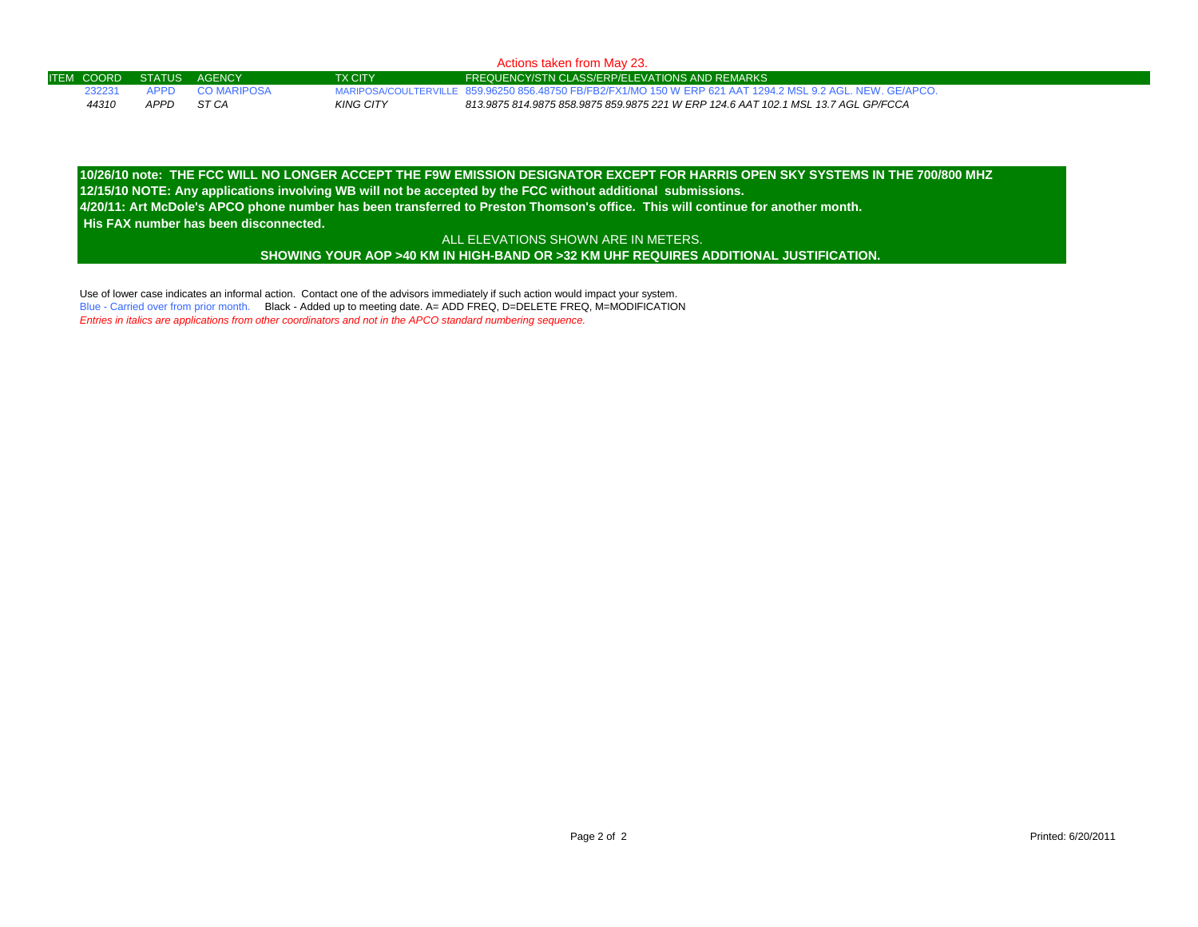Actions taken from May 23.

| ITEM | COORD | STATUS | AGENCY | TX CITY | FREQUENCY/STN CLASS/ERP/ELEVATIONS AND REMARKS |
|---|---|---|---|---|---|
| | 232231 | APPD | CO MARIPOSA | MARIPOSA/COULTERVILLE | 859.96250 856.48750 FB/FB2/FX1/MO 150 W ERP 621 AAT 1294.2 MSL 9.2 AGL. NEW. GE/APCO. |
| | *44310* | *APPD* | *ST CA* | *KING CITY* | *813.9875 814.9875 858.9875 859.9875 221 W ERP 124.6 AAT 102.1 MSL 13.7 AGL GP/FCCA* |

**10/26/10 note: THE FCC WILL NO LONGER ACCEPT THE F9W EMISSION DESIGNATOR EXCEPT FOR HARRIS OPEN SKY SYSTEMS IN THE 700/800 MHZ**

**12/15/10 NOTE: Any applications involving WB will not be accepted by the FCC without additional submissions.**

**4/20/11: Art McDole's APCO phone number has been transferred to Preston Thomson's office. This will continue for another month. His FAX number has been disconnected.**

ALL ELEVATIONS SHOWN ARE IN METERS.

**SHOWING YOUR AOP >40 KM IN HIGH-BAND OR >32 KM UHF REQUIRES ADDITIONAL JUSTIFICATION.**

Use of lower case indicates an informal action. Contact one of the advisors immediately if such action would impact your system.

Blue - Carried over from prior month. Black - Added up to meeting date. A= ADD FREQ, D=DELETE FREQ, M=MODIFICATION

*Entries in italics are applications from other coordinators and not in the APCO standard numbering sequence.*

Printed: 6/20/2011